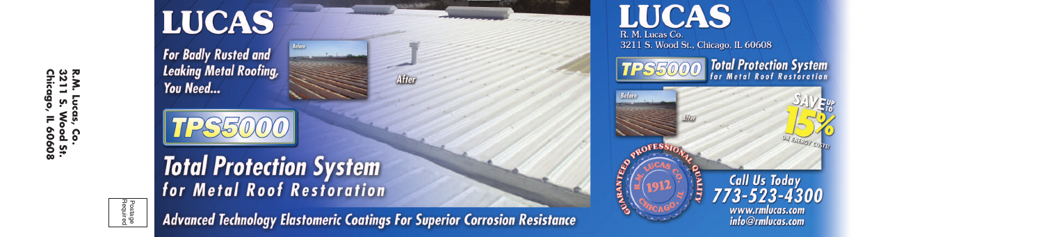R.M. Lucas, Co.
3211 S. Wood St.
Chicago, IL 60608

Postage Required

# LUCAS

**For Badly Rusted and Leaking Metal Roofing, You Need...**

Before

After

## TPS5000

## Total Protection System
**for Metal Roof Restoration**

**Advanced Technology Elastomeric Coatings For Superior Corrosion Resistance**

# LUCAS

R. M. Lucas Co.
3211 S. Wood St., Chicago, IL 60608

**TPS5000** **Total Protection System for Metal Roof Restoration**

Before

After

**SAVE UP TO 15% ON ENERGY COSTS!**

GUARANTEED PROFESSIONAL QUALITY — R.M. LUCAS CO. 1912 CHICAGO, IL

**Call Us Today**
**773-523-4300**
www.rmlucas.com
info@rmlucas.com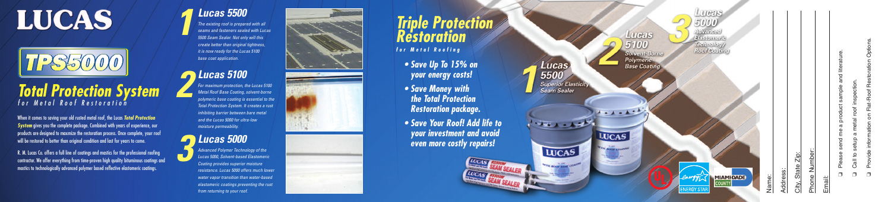# LUCAS

## TPS5000

## Total Protection System

*for Metal Roof Restoration*

When it comes to saving your old rusted metal roof, the Lucas ***Total Protection System*** gives you the complete package. Combined with years of experience, our products are designed to maximize the restoration process. Once complete, your roof will be restored to better than original condition and last for years to come.

R. M. Lucas Co. offers a full line of coatings and mastics for the professional roofing contractor. We offer everything from time-proven high quality bituminous coatings and mastics to technologically advanced polymer based reflective elastomeric coatings.

## 1 Lucas 5500

*The existing roof is prepared with all seams and fasteners sealed with Lucas 5500 Seam Sealer. Not only will this create better than original tightness, it is now ready for the Lucas 5100 base coat application.*

## 2 Lucas 5100

*For maximum protection, the Lucas 5100 Metal Roof Base Coating, solvent-borne polymeric base coating is essential to the Total Protection System. It creates a rust inhibiting barrier between bare metal and the Lucas 5000 for ultra-low moisture permeability.*

## 3 Lucas 5000

*Advanced Polymer Technology of the Lucas 5000, Solvent-based Elastomeric Coating provides superior moisture resistance. Lucas 5000 offers much lower water vapor transition than water-based elastomeric coatings preventing the rust from returning to your roof.*

## Triple Protection Restoration

*for Metal Roofing*

- *Save Up To 15% on your energy costs!*
- *Save Money with the Total Protection Restoration package.*
- *Save Your Roof! Add life to your investment and avoid even more costly repairs!*

**1 Lucas 5500** Superior Elasticity Seam Sealer

**2 Lucas 5100** Solvent-Borne Polymeric Base Coating

**3 Lucas 5000** Advanced Elastomeric Technology Roof Coating

ENERGY STAR — MIAMI-DADE COUNTY

Name:

Address:

City, State Zip:

Phone Number:

Email:

- ❑ Please send me a product sample and literature.
- ❑ Call to setup a metal roof inspection.
- ❑ Provide information on Flat-Roof Restoration Options.